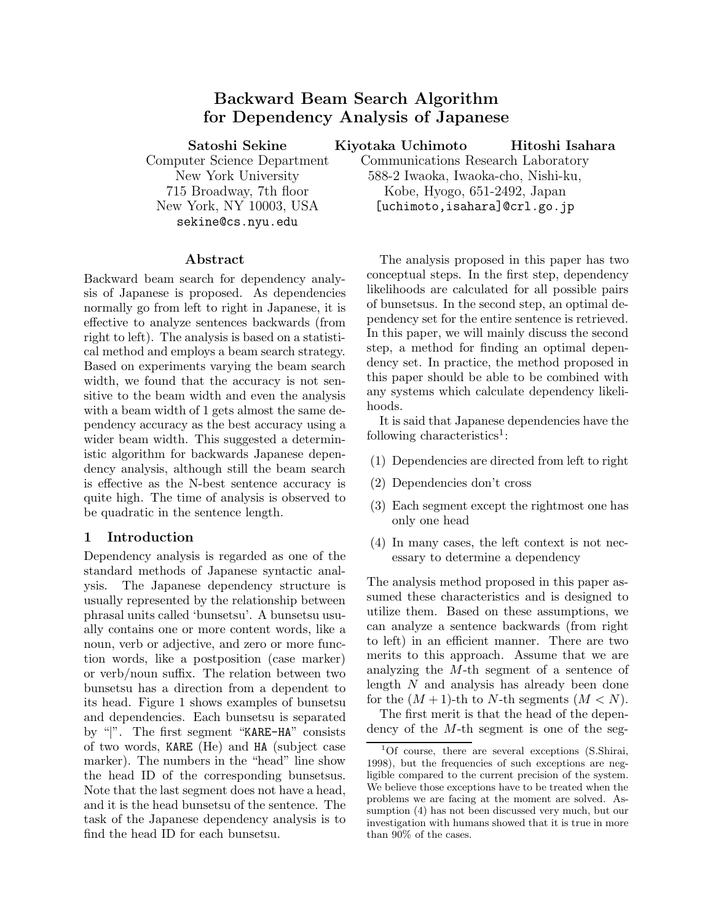# Backward Beam Search Algorithm for Dependency Analysis of Japanese

**Satoshi Sekine**
Computer Science Department
New York University
715 Broadway, 7th floor
New York, NY 10003, USA
sekine@cs.nyu.edu

**Kiyotaka Uchimoto** **Hitoshi Isahara**
Communications Research Laboratory
588-2 Iwaoka, Iwaoka-cho, Nishi-ku,
Kobe, Hyogo, 651-2492, Japan
[uchimoto,isahara]@crl.go.jp

## Abstract

Backward beam search for dependency analysis of Japanese is proposed. As dependencies normally go from left to right in Japanese, it is effective to analyze sentences backwards (from right to left). The analysis is based on a statistical method and employs a beam search strategy. Based on experiments varying the beam search width, we found that the accuracy is not sensitive to the beam width and even the analysis with a beam width of 1 gets almost the same dependency accuracy as the best accuracy using a wider beam width. This suggested a deterministic algorithm for backwards Japanese dependency analysis, although still the beam search is effective as the N-best sentence accuracy is quite high. The time of analysis is observed to be quadratic in the sentence length.

## 1 Introduction

Dependency analysis is regarded as one of the standard methods of Japanese syntactic analysis. The Japanese dependency structure is usually represented by the relationship between phrasal units called 'bunsetsu'. A bunsetsu usually contains one or more content words, like a noun, verb or adjective, and zero or more function words, like a postposition (case marker) or verb/noun suffix. The relation between two bunsetsu has a direction from a dependent to its head. Figure 1 shows examples of bunsetsu and dependencies. Each bunsetsu is separated by "|". The first segment "KARE-HA" consists of two words, KARE (He) and HA (subject case marker). The numbers in the "head" line show the head ID of the corresponding bunsetsus. Note that the last segment does not have a head, and it is the head bunsetsu of the sentence. The task of the Japanese dependency analysis is to find the head ID for each bunsetsu.

The analysis proposed in this paper has two conceptual steps. In the first step, dependency likelihoods are calculated for all possible pairs of bunsetsus. In the second step, an optimal dependency set for the entire sentence is retrieved. In this paper, we will mainly discuss the second step, a method for finding an optimal dependency set. In practice, the method proposed in this paper should be able to be combined with any systems which calculate dependency likelihoods.

It is said that Japanese dependencies have the following characteristics[1]:

(1) Dependencies are directed from left to right

(2) Dependencies don't cross

(3) Each segment except the rightmost one has only one head

(4) In many cases, the left context is not necessary to determine a dependency

The analysis method proposed in this paper assumed these characteristics and is designed to utilize them. Based on these assumptions, we can analyze a sentence backwards (from right to left) in an efficient manner. There are two merits to this approach. Assume that we are analyzing the $M$-th segment of a sentence of length $N$ and analysis has already been done for the $(M+1)$-th to $N$-th segments $(M < N)$.

The first merit is that the head of the dependency of the $M$-th segment is one of the seg-

[1] Of course, there are several exceptions (S.Shirai, 1998), but the frequencies of such exceptions are negligible compared to the current precision of the system. We believe those exceptions have to be treated when the problems we are facing at the moment are solved. Assumption (4) has not been discussed very much, but our investigation with humans showed that it is true in more than 90% of the cases.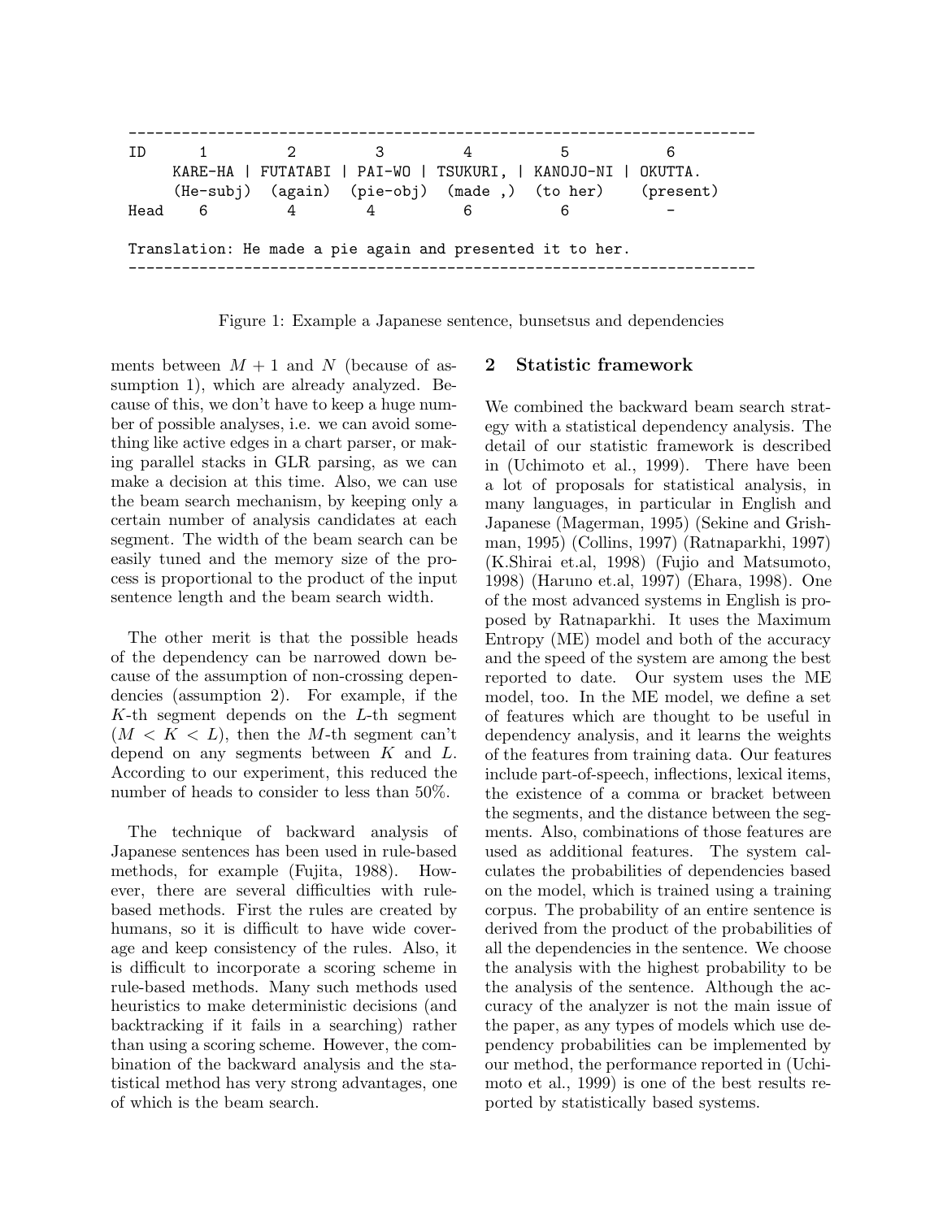```
------------------------------------------------------------------------
ID      1          2          3         4           5           6
     KARE-HA | FUTATABI | PAI-WO | TSUKURI, | KANOJO-NI | OKUTTA.
     (He-subj)  (again)  (pie-obj)  (made ,)  (to her)    (present)
Head    6          4          4         6           6           -

Translation: He made a pie again and presented it to her.
------------------------------------------------------------------------
```

Figure 1: Example a Japanese sentence, bunsetsus and dependencies

ments between $M+1$ and $N$ (because of assumption 1), which are already analyzed. Because of this, we don't have to keep a huge number of possible analyses, i.e. we can avoid something like active edges in a chart parser, or making parallel stacks in GLR parsing, as we can make a decision at this time. Also, we can use the beam search mechanism, by keeping only a certain number of analysis candidates at each segment. The width of the beam search can be easily tuned and the memory size of the process is proportional to the product of the input sentence length and the beam search width.

The other merit is that the possible heads of the dependency can be narrowed down because of the assumption of non-crossing dependencies (assumption 2). For example, if the $K$-th segment depends on the $L$-th segment ($M < K < L$), then the $M$-th segment can't depend on any segments between $K$ and $L$. According to our experiment, this reduced the number of heads to consider to less than 50%.

The technique of backward analysis of Japanese sentences has been used in rule-based methods, for example (Fujita, 1988). However, there are several difficulties with rule-based methods. First the rules are created by humans, so it is difficult to have wide coverage and keep consistency of the rules. Also, it is difficult to incorporate a scoring scheme in rule-based methods. Many such methods used heuristics to make deterministic decisions (and backtracking if it fails in a searching) rather than using a scoring scheme. However, the combination of the backward analysis and the statistical method has very strong advantages, one of which is the beam search.

## 2 Statistic framework

We combined the backward beam search strategy with a statistical dependency analysis. The detail of our statistic framework is described in (Uchimoto et al., 1999). There have been a lot of proposals for statistical analysis, in many languages, in particular in English and Japanese (Magerman, 1995) (Sekine and Grishman, 1995) (Collins, 1997) (Ratnaparkhi, 1997) (K.Shirai et.al, 1998) (Fujio and Matsumoto, 1998) (Haruno et.al, 1997) (Ehara, 1998). One of the most advanced systems in English is proposed by Ratnaparkhi. It uses the Maximum Entropy (ME) model and both of the accuracy and the speed of the system are among the best reported to date. Our system uses the ME model, too. In the ME model, we define a set of features which are thought to be useful in dependency analysis, and it learns the weights of the features from training data. Our features include part-of-speech, inflections, lexical items, the existence of a comma or bracket between the segments, and the distance between the segments. Also, combinations of those features are used as additional features. The system calculates the probabilities of dependencies based on the model, which is trained using a training corpus. The probability of an entire sentence is derived from the product of the probabilities of all the dependencies in the sentence. We choose the analysis with the highest probability to be the analysis of the sentence. Although the accuracy of the analyzer is not the main issue of the paper, as any types of models which use dependency probabilities can be implemented by our method, the performance reported in (Uchimoto et al., 1999) is one of the best results reported by statistically based systems.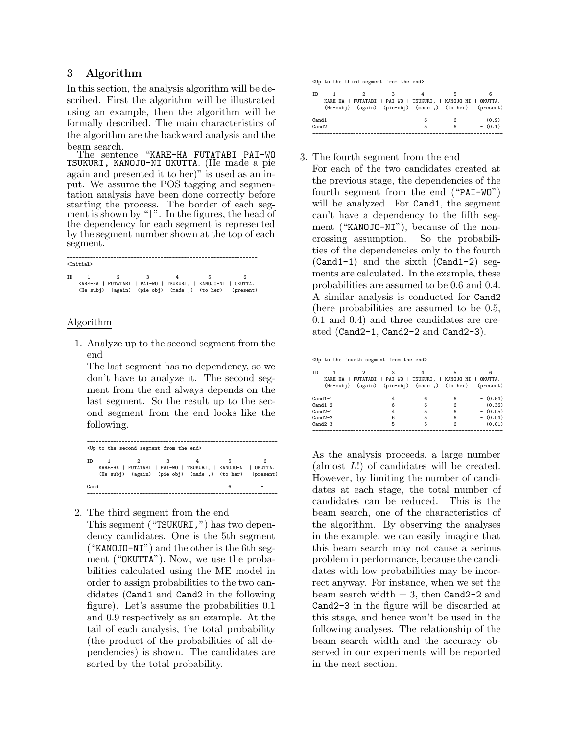## 3 Algorithm

In this section, the analysis algorithm will be described. First the algorithm will be illustrated using an example, then the algorithm will be formally described. The main characteristics of the algorithm are the backward analysis and the beam search.

The sentence "KARE-HA FUTATABI PAI-WO TSUKURI, KANOJO-NI OKUTTA. (He made a pie again and presented it to her)" is used as an input. We assume the POS tagging and segmentation analysis have been done correctly before starting the process. The border of each segment is shown by "|". In the figures, the head of the dependency for each segment is represented by the segment number shown at the top of each segment.

```
------------------------------------------------------------------
<Initial>

ID     1          2          3          4           5           6
    KARE-HA | FUTATABI | PAI-WO | TSUKURI, | KANOJO-NI | OKUTTA.
    (He-subj)  (again)  (pie-obj)  (made ,)  (to her)   (present)

------------------------------------------------------------------
```

Algorithm

1. Analyze up to the second segment from the end

   The last segment has no dependency, so we don't have to analyze it. The second segment from the end always depends on the last segment. So the result up to the second segment from the end looks like the following.

```
------------------------------------------------------------------
<Up to the second segment from the end>

ID     1          2          3          4           5           6
    KARE-HA | FUTATABI | PAI-WO | TSUKURI, | KANOJO-NI | OKUTTA.
    (He-subj)  (again)  (pie-obj)  (made ,)  (to her)   (present)

Cand                                            6           -
------------------------------------------------------------------
```

2. The third segment from the end

   This segment ("TSUKURI,") has two dependency candidates. One is the 5th segment ("KANOJO-NI") and the other is the 6th segment ("OKUTTA"). Now, we use the probabilities calculated using the ME model in order to assign probabilities to the two candidates (Cand1 and Cand2 in the following figure). Let's assume the probabilities 0.1 and 0.9 respectively as an example. At the tail of each analysis, the total probability (the product of the probabilities of all dependencies) is shown. The candidates are sorted by the total probability.

```
------------------------------------------------------------------
<Up to the third segment from the end>

ID     1          2          3          4           5           6
    KARE-HA | FUTATABI | PAI-WO | TSUKURI, | KANOJO-NI | OKUTTA.
    (He-subj)  (again)  (pie-obj)  (made ,)  (to her)   (present)

Cand1                               6           6        - (0.9)
Cand2                               5           6        - (0.1)
------------------------------------------------------------------
```

3. The fourth segment from the end

   For each of the two candidates created at the previous stage, the dependencies of the fourth segment from the end ("PAI-WO") will be analyzed. For Cand1, the segment can't have a dependency to the fifth segment ("KANOJO-NI"), because of the non-crossing assumption. So the probabilities of the dependencies only to the fourth (Cand1-1) and the sixth (Cand1-2) segments are calculated. In the example, these probabilities are assumed to be 0.6 and 0.4. A similar analysis is conducted for Cand2 (here probabilities are assumed to be 0.5, 0.1 and 0.4) and three candidates are created (Cand2-1, Cand2-2 and Cand2-3).

```
------------------------------------------------------------------
<Up to the fourth segment from the end>

ID     1          2          3          4           5           6
    KARE-HA | FUTATABI | PAI-WO | TSUKURI, | KANOJO-NI | OKUTTA.
    (He-subj)  (again)  (pie-obj)  (made ,)  (to her)   (present)

Cand1-1                    4        6           6        - (0.54)
Cand1-2                    6        6           6        - (0.36)
Cand2-1                    4        5           6        - (0.05)
Cand2-2                    6        5           6        - (0.04)
Cand2-3                    5        5           6        - (0.01)
------------------------------------------------------------------
```

As the analysis proceeds, a large number (almost $L!$) of candidates will be created. However, by limiting the number of candidates at each stage, the total number of candidates can be reduced. This is the beam search, one of the characteristics of the algorithm. By observing the analyses in the example, we can easily imagine that this beam search may not cause a serious problem in performance, because the candidates with low probabilities may be incorrect anyway. For instance, when we set the beam search width = 3, then Cand2-2 and Cand2-3 in the figure will be discarded at this stage, and hence won't be used in the following analyses. The relationship of the beam search width and the accuracy observed in our experiments will be reported in the next section.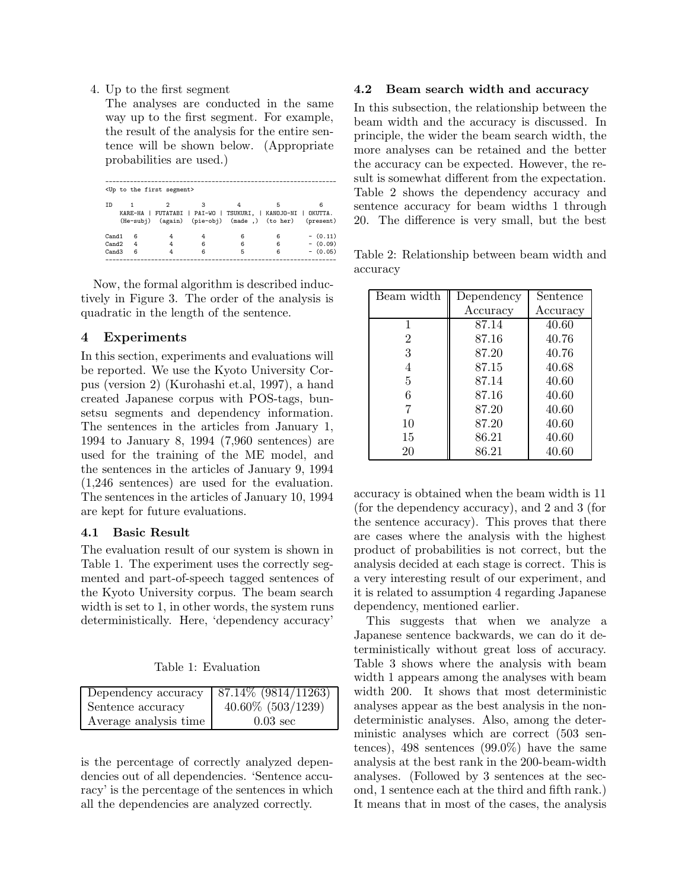4. Up to the first segment

   The analyses are conducted in the same way up to the first segment. For example, the result of the analysis for the entire sentence will be shown below. (Appropriate probabilities are used.)

```
------------------------------------------------------------------
<Up to the first segment>

ID     1          2          3          4           5           6
    KARE-HA | FUTATABI | PAI-WO | TSUKURI, | KANOJO-NI | OKUTTA.
    (He-subj)  (again)  (pie-obj)  (made ,)  (to her)   (present)

Cand1  6          4          4          6           6        - (0.11)
Cand2  4          4          6          6           6        - (0.09)
Cand3  6          4          6          5           6        - (0.05)
------------------------------------------------------------------
```

Now, the formal algorithm is described inductively in Figure 3. The order of the analysis is quadratic in the length of the sentence.

## 4 Experiments

In this section, experiments and evaluations will be reported. We use the Kyoto University Corpus (version 2) (Kurohashi et.al, 1997), a hand created Japanese corpus with POS-tags, bunsetsu segments and dependency information. The sentences in the articles from January 1, 1994 to January 8, 1994 (7,960 sentences) are used for the training of the ME model, and the sentences in the articles of January 9, 1994 (1,246 sentences) are used for the evaluation. The sentences in the articles of January 10, 1994 are kept for future evaluations.

### 4.1 Basic Result

The evaluation result of our system is shown in Table 1. The experiment uses the correctly segmented and part-of-speech tagged sentences of the Kyoto University corpus. The beam search width is set to 1, in other words, the system runs deterministically. Here, 'dependency accuracy' is the percentage of correctly analyzed dependencies out of all dependencies. 'Sentence accuracy' is the percentage of the sentences in which all the dependencies are analyzed correctly.

Table 1: Evaluation

| | |
|---|---|
| Dependency accuracy | 87.14% (9814/11263) |
| Sentence accuracy | 40.60% (503/1239) |
| Average analysis time | 0.03 sec |

### 4.2 Beam search width and accuracy

In this subsection, the relationship between the beam width and the accuracy is discussed. In principle, the wider the beam search width, the more analyses can be retained and the better the accuracy can be expected. However, the result is somewhat different from the expectation. Table 2 shows the dependency accuracy and sentence accuracy for beam widths 1 through 20. The difference is very small, but the best accuracy is obtained when the beam width is 11 (for the dependency accuracy), and 2 and 3 (for the sentence accuracy). This proves that there are cases where the analysis with the highest product of probabilities is not correct, but the analysis decided at each stage is correct. This is a very interesting result of our experiment, and it is related to assumption 4 regarding Japanese dependency, mentioned earlier.

Table 2: Relationship between beam width and accuracy

| Beam width | Dependency Accuracy | Sentence Accuracy |
|---|---|---|
| 1 | 87.14 | 40.60 |
| 2 | 87.16 | 40.76 |
| 3 | 87.20 | 40.76 |
| 4 | 87.15 | 40.68 |
| 5 | 87.14 | 40.60 |
| 6 | 87.16 | 40.60 |
| 7 | 87.20 | 40.60 |
| 10 | 87.20 | 40.60 |
| 15 | 86.21 | 40.60 |
| 20 | 86.21 | 40.60 |

This suggests that when we analyze a Japanese sentence backwards, we can do it deterministically without great loss of accuracy. Table 3 shows where the analysis with beam width 1 appears among the analyses with beam width 200. It shows that most deterministic analyses appear as the best analysis in the nondeterministic analyses. Also, among the deterministic analyses which are correct (503 sentences), 498 sentences (99.0%) have the same analysis at the best rank in the 200-beam-width analyses. (Followed by 3 sentences at the second, 1 sentence each at the third and fifth rank.) It means that in most of the cases, the analysis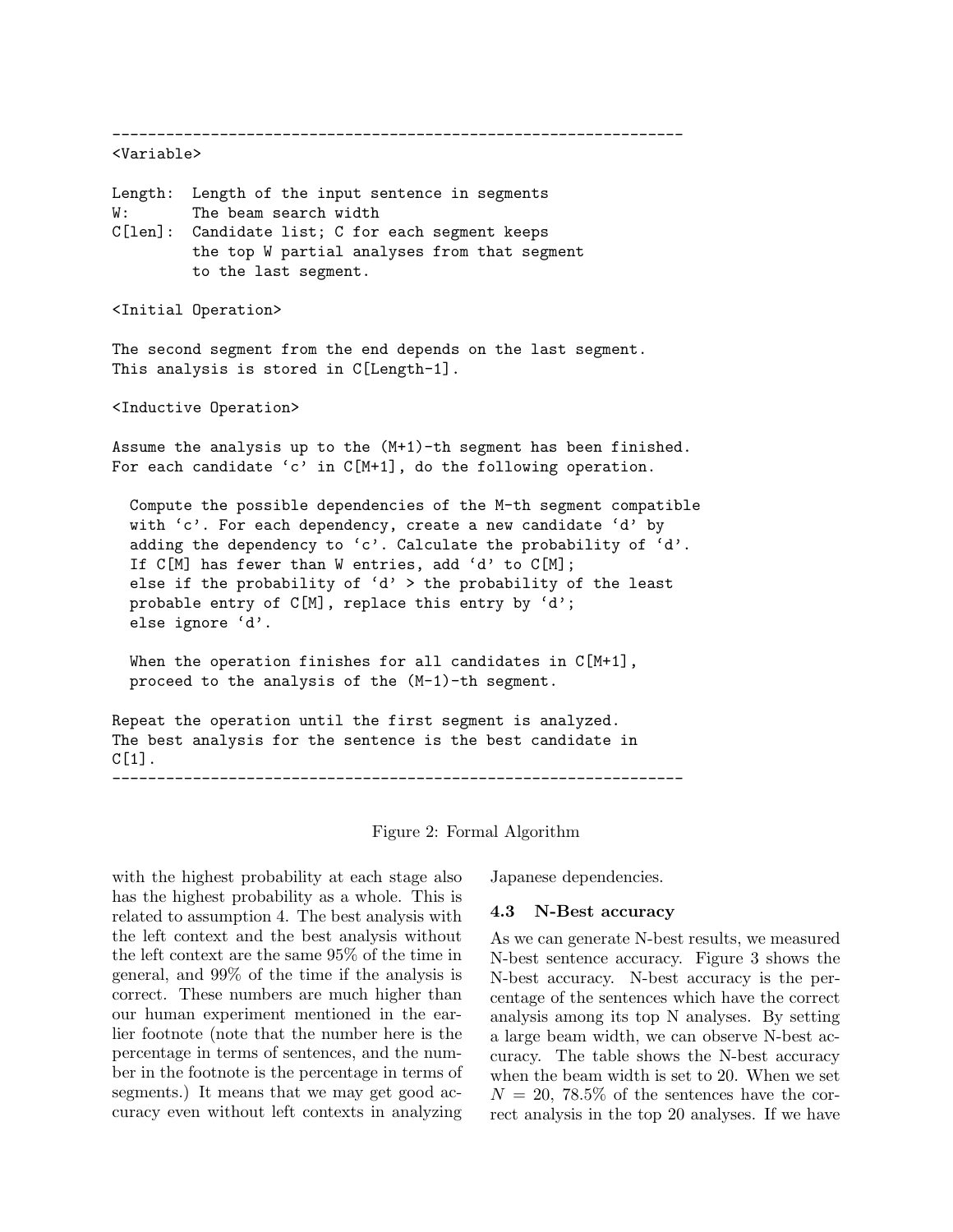```
-----------------------------------------------------------------
<Variable>

Length:  Length of the input sentence in segments
W:       The beam search width
C[len]:  Candidate list; C for each segment keeps
         the top W partial analyses from that segment
         to the last segment.

<Initial Operation>

The second segment from the end depends on the last segment.
This analysis is stored in C[Length-1].

<Inductive Operation>

Assume the analysis up to the (M+1)-th segment has been finished.
For each candidate 'c' in C[M+1], do the following operation.

  Compute the possible dependencies of the M-th segment compatible
  with 'c'. For each dependency, create a new candidate 'd' by
  adding the dependency to 'c'. Calculate the probability of 'd'.
  If C[M] has fewer than W entries, add 'd' to C[M];
  else if the probability of 'd' > the probability of the least
  probable entry of C[M], replace this entry by 'd';
  else ignore 'd'.

  When the operation finishes for all candidates in C[M+1],
  proceed to the analysis of the (M-1)-th segment.

Repeat the operation until the first segment is analyzed.
The best analysis for the sentence is the best candidate in
C[1].
-----------------------------------------------------------------
```

Figure 2: Formal Algorithm

with the highest probability at each stage also has the highest probability as a whole. This is related to assumption 4. The best analysis with the left context and the best analysis without the left context are the same 95% of the time in general, and 99% of the time if the analysis is correct. These numbers are much higher than our human experiment mentioned in the earlier footnote (note that the number here is the percentage in terms of sentences, and the number in the footnote is the percentage in terms of segments.) It means that we may get good accuracy even without left contexts in analyzing Japanese dependencies.

### 4.3 N-Best accuracy

As we can generate N-best results, we measured N-best sentence accuracy. Figure 3 shows the N-best accuracy. N-best accuracy is the percentage of the sentences which have the correct analysis among its top N analyses. By setting a large beam width, we can observe N-best accuracy. The table shows the N-best accuracy when the beam width is set to 20. When we set $N = 20$, 78.5% of the sentences have the correct analysis in the top 20 analyses. If we have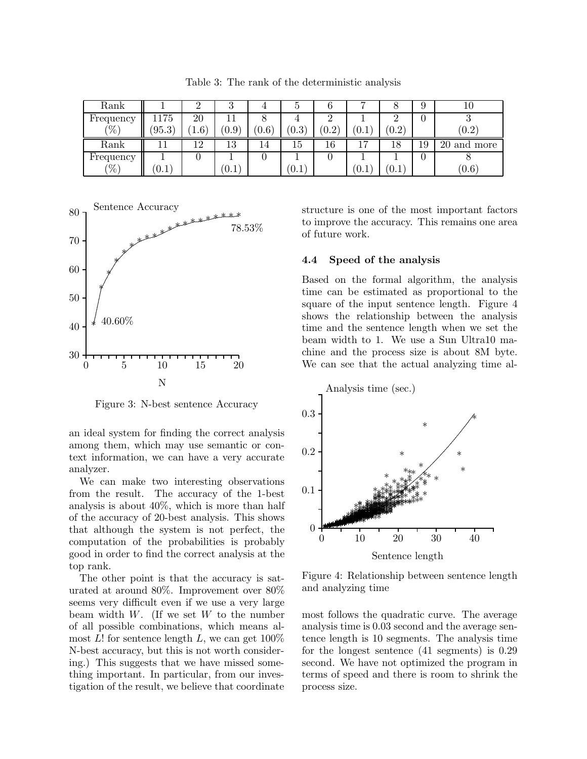Table 3: The rank of the deterministic analysis

| Rank | 1 | 2 | 3 | 4 | 5 | 6 | 7 | 8 | 9 | 10 |
|---|---|---|---|---|---|---|---|---|---|---|
| Frequency (%) | 1175 (95.3) | 20 (1.6) | 11 (0.9) | 8 (0.6) | 4 (0.3) | 2 (0.2) | 1 (0.1) | 2 (0.2) | 0 | 3 (0.2) |
| Rank | 11 | 12 | 13 | 14 | 15 | 16 | 17 | 18 | 19 | 20 and more |
| Frequency (%) | 1 (0.1) | 0 | 1 (0.1) | 0 | 1 (0.1) | 0 | 1 (0.1) | 1 (0.1) | 0 | 8 (0.6) |

Sentence Accuracy

78.53%

40.60%

N

Figure 3: N-best sentence Accuracy

an ideal system for finding the correct analysis among them, which may use semantic or context information, we can have a very accurate analyzer.

We can make two interesting observations from the result. The accuracy of the 1-best analysis is about 40%, which is more than half of the accuracy of 20-best analysis. This shows that although the system is not perfect, the computation of the probabilities is probably good in order to find the correct analysis at the top rank.

The other point is that the accuracy is saturated at around 80%. Improvement over 80% seems very difficult even if we use a very large beam width $W$. (If we set $W$ to the number of all possible combinations, which means almost $L!$ for sentence length $L$, we can get 100% N-best accuracy, but this is not worth considering.) This suggests that we have missed something important. In particular, from our investigation of the result, we believe that coordinate structure is one of the most important factors to improve the accuracy. This remains one area of future work.

### 4.4 Speed of the analysis

Based on the formal algorithm, the analysis time can be estimated as proportional to the square of the input sentence length. Figure 4 shows the relationship between the analysis time and the sentence length when we set the beam width to 1. We use a Sun Ultra10 machine and the process size is about 8M byte. We can see that the actual analyzing time almost follows the quadratic curve. The average analysis time is 0.03 second and the average sentence length is 10 segments. The analysis time for the longest sentence (41 segments) is 0.29 second. We have not optimized the program in terms of speed and there is room to shrink the process size.

Analysis time (sec.)

Sentence length

Figure 4: Relationship between sentence length and analyzing time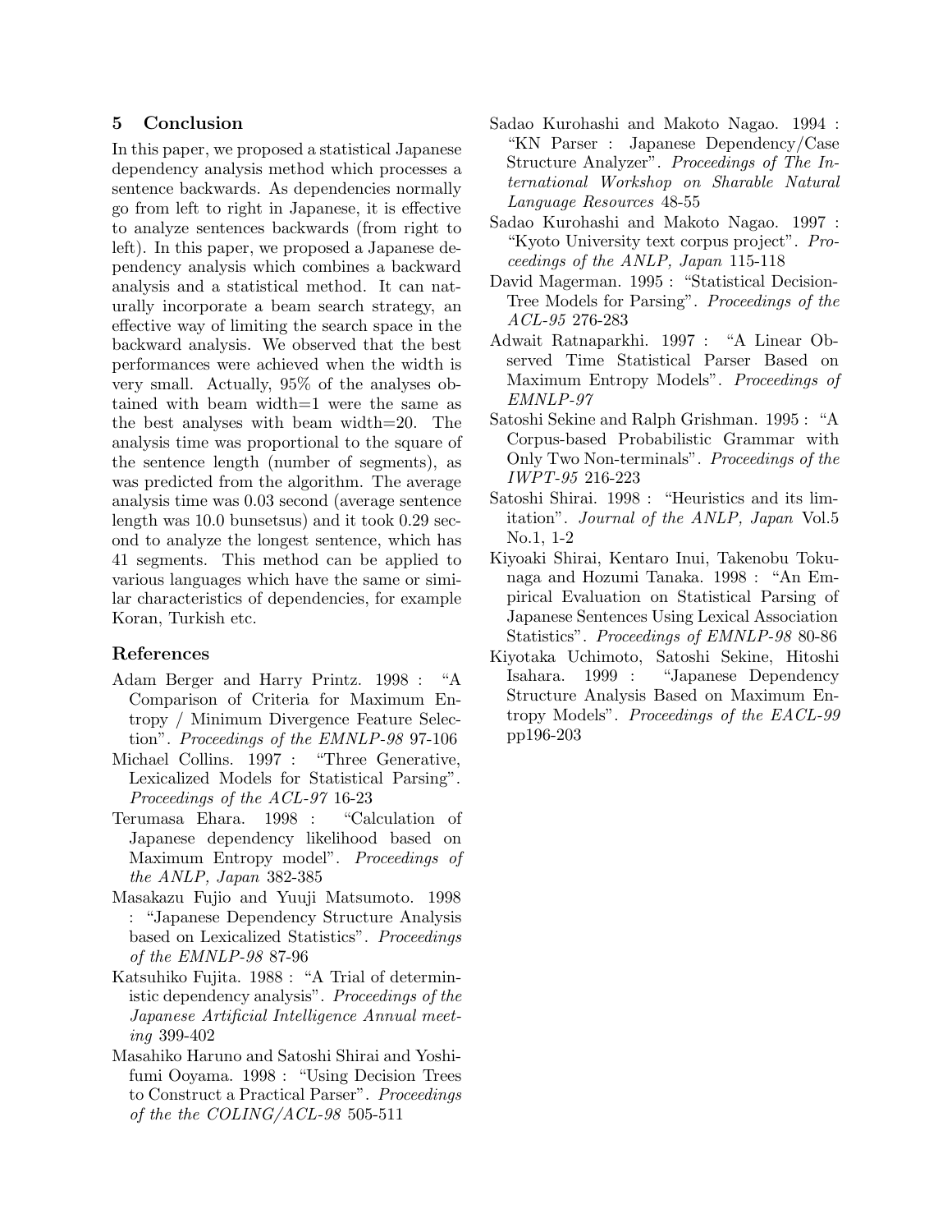## 5 Conclusion

In this paper, we proposed a statistical Japanese dependency analysis method which processes a sentence backwards. As dependencies normally go from left to right in Japanese, it is effective to analyze sentences backwards (from right to left). In this paper, we proposed a Japanese dependency analysis which combines a backward analysis and a statistical method. It can naturally incorporate a beam search strategy, an effective way of limiting the search space in the backward analysis. We observed that the best performances were achieved when the width is very small. Actually, 95% of the analyses obtained with beam width=1 were the same as the best analyses with beam width=20. The analysis time was proportional to the square of the sentence length (number of segments), as was predicted from the algorithm. The average analysis time was 0.03 second (average sentence length was 10.0 bunsetsus) and it took 0.29 second to analyze the longest sentence, which has 41 segments. This method can be applied to various languages which have the same or similar characteristics of dependencies, for example Koran, Turkish etc.

### References

- Adam Berger and Harry Printz. 1998 : "A Comparison of Criteria for Maximum Entropy / Minimum Divergence Feature Selection". *Proceedings of the EMNLP-98* 97-106
- Michael Collins. 1997 : "Three Generative, Lexicalized Models for Statistical Parsing". *Proceedings of the ACL-97* 16-23
- Terumasa Ehara. 1998 : "Calculation of Japanese dependency likelihood based on Maximum Entropy model". *Proceedings of the ANLP, Japan* 382-385
- Masakazu Fujio and Yuuji Matsumoto. 1998 : "Japanese Dependency Structure Analysis based on Lexicalized Statistics". *Proceedings of the EMNLP-98* 87-96
- Katsuhiko Fujita. 1988 : "A Trial of deterministic dependency analysis". *Proceedings of the Japanese Artificial Intelligence Annual meeting* 399-402
- Masahiko Haruno and Satoshi Shirai and Yoshifumi Ooyama. 1998 : "Using Decision Trees to Construct a Practical Parser". *Proceedings of the the COLING/ACL-98* 505-511
- Sadao Kurohashi and Makoto Nagao. 1994 : "KN Parser : Japanese Dependency/Case Structure Analyzer". *Proceedings of The International Workshop on Sharable Natural Language Resources* 48-55
- Sadao Kurohashi and Makoto Nagao. 1997 : "Kyoto University text corpus project". *Proceedings of the ANLP, Japan* 115-118
- David Magerman. 1995 : "Statistical Decision-Tree Models for Parsing". *Proceedings of the ACL-95* 276-283
- Adwait Ratnaparkhi. 1997 : "A Linear Observed Time Statistical Parser Based on Maximum Entropy Models". *Proceedings of EMNLP-97*
- Satoshi Sekine and Ralph Grishman. 1995 : "A Corpus-based Probabilistic Grammar with Only Two Non-terminals". *Proceedings of the IWPT-95* 216-223
- Satoshi Shirai. 1998 : "Heuristics and its limitation". *Journal of the ANLP, Japan* Vol.5 No.1, 1-2
- Kiyoaki Shirai, Kentaro Inui, Takenobu Tokunaga and Hozumi Tanaka. 1998 : "An Empirical Evaluation on Statistical Parsing of Japanese Sentences Using Lexical Association Statistics". *Proceedings of EMNLP-98* 80-86
- Kiyotaka Uchimoto, Satoshi Sekine, Hitoshi Isahara. 1999 : "Japanese Dependency Structure Analysis Based on Maximum Entropy Models". *Proceedings of the EACL-99* pp196-203